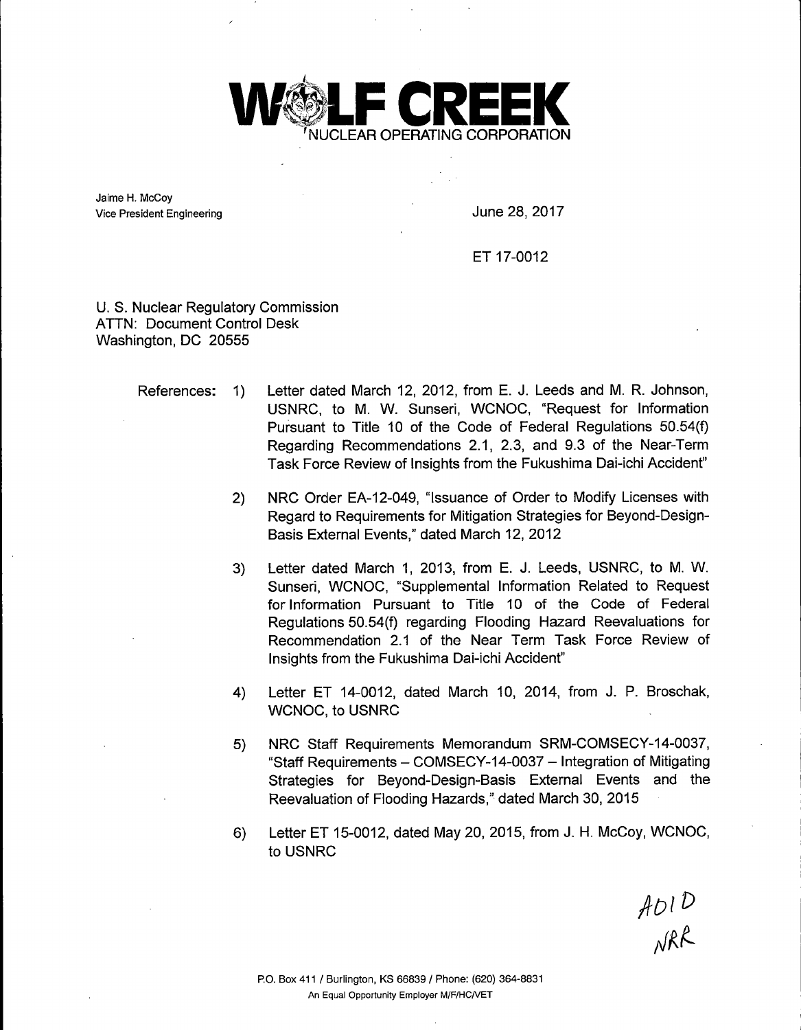# WOLF CREEK
NUCLEAR OPERATING CORPORATION

Jaime H. McCoy
Vice President Engineering

June 28, 2017

ET 17-0012

U. S. Nuclear Regulatory Commission
ATTN: Document Control Desk
Washington, DC 20555

References:

1) Letter dated March 12, 2012, from E. J. Leeds and M. R. Johnson, USNRC, to M. W. Sunseri, WCNOC, "Request for Information Pursuant to Title 10 of the Code of Federal Regulations 50.54(f) Regarding Recommendations 2.1, 2.3, and 9.3 of the Near-Term Task Force Review of Insights from the Fukushima Dai-ichi Accident"

2) NRC Order EA-12-049, "Issuance of Order to Modify Licenses with Regard to Requirements for Mitigation Strategies for Beyond-Design-Basis External Events," dated March 12, 2012

3) Letter dated March 1, 2013, from E. J. Leeds, USNRC, to M. W. Sunseri, WCNOC, "Supplemental Information Related to Request for Information Pursuant to Title 10 of the Code of Federal Regulations 50.54(f) regarding Flooding Hazard Reevaluations for Recommendation 2.1 of the Near Term Task Force Review of Insights from the Fukushima Dai-ichi Accident"

4) Letter ET 14-0012, dated March 10, 2014, from J. P. Broschak, WCNOC, to USNRC

5) NRC Staff Requirements Memorandum SRM-COMSECY-14-0037, "Staff Requirements – COMSECY-14-0037 – Integration of Mitigating Strategies for Beyond-Design-Basis External Events and the Reevaluation of Flooding Hazards," dated March 30, 2015

6) Letter ET 15-0012, dated May 20, 2015, from J. H. McCoy, WCNOC, to USNRC

A010
NRR

P.O. Box 411 / Burlington, KS 66839 / Phone: (620) 364-8831
An Equal Opportunity Employer M/F/HC/VET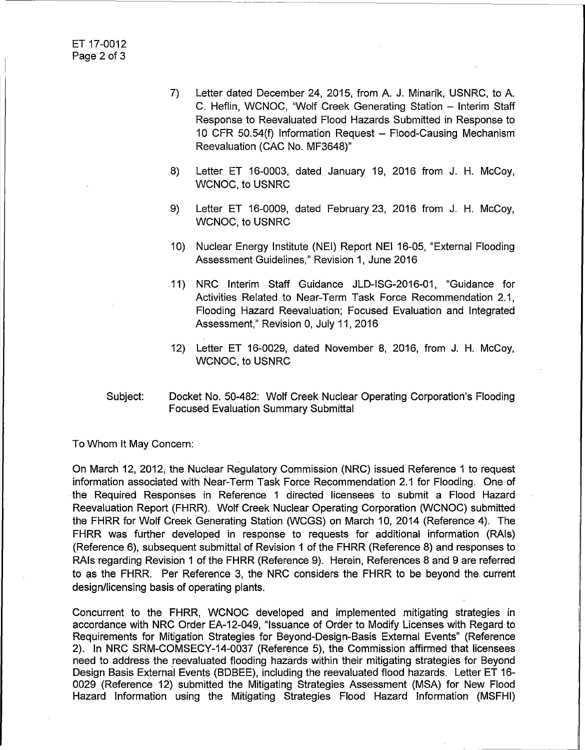7) Letter dated December 24, 2015, from A. J. Minarik, USNRC, to A. C. Heflin, WCNOC, "Wolf Creek Generating Station – Interim Staff Response to Reevaluated Flood Hazards Submitted in Response to 10 CFR 50.54(f) Information Request – Flood-Causing Mechanism Reevaluation (CAC No. MF3648)"

8) Letter ET 16-0003, dated January 19, 2016 from J. H. McCoy, WCNOC, to USNRC

9) Letter ET 16-0009, dated February 23, 2016 from J. H. McCoy, WCNOC, to USNRC

10) Nuclear Energy Institute (NEI) Report NEI 16-05, "External Flooding Assessment Guidelines," Revision 1, June 2016

11) NRC Interim Staff Guidance JLD-ISG-2016-01, "Guidance for Activities Related to Near-Term Task Force Recommendation 2.1, Flooding Hazard Reevaluation; Focused Evaluation and Integrated Assessment," Revision 0, July 11, 2016

12) Letter ET 16-0029, dated November 8, 2016, from J. H. McCoy, WCNOC, to USNRC

Subject: Docket No. 50-482: Wolf Creek Nuclear Operating Corporation's Flooding Focused Evaluation Summary Submittal

To Whom It May Concern:

On March 12, 2012, the Nuclear Regulatory Commission (NRC) issued Reference 1 to request information associated with Near-Term Task Force Recommendation 2.1 for Flooding. One of the Required Responses in Reference 1 directed licensees to submit a Flood Hazard Reevaluation Report (FHRR). Wolf Creek Nuclear Operating Corporation (WCNOC) submitted the FHRR for Wolf Creek Generating Station (WCGS) on March 10, 2014 (Reference 4). The FHRR was further developed in response to requests for additional information (RAIs) (Reference 6), subsequent submittal of Revision 1 of the FHRR (Reference 8) and responses to RAIs regarding Revision 1 of the FHRR (Reference 9). Herein, References 8 and 9 are referred to as the FHRR. Per Reference 3, the NRC considers the FHRR to be beyond the current design/licensing basis of operating plants.

Concurrent to the FHRR, WCNOC developed and implemented mitigating strategies in accordance with NRC Order EA-12-049, "Issuance of Order to Modify Licenses with Regard to Requirements for Mitigation Strategies for Beyond-Design-Basis External Events" (Reference 2). In NRC SRM-COMSECY-14-0037 (Reference 5), the Commission affirmed that licensees need to address the reevaluated flooding hazards within their mitigating strategies for Beyond Design Basis External Events (BDBEE), including the reevaluated flood hazards. Letter ET 16-0029 (Reference 12) submitted the Mitigating Strategies Assessment (MSA) for New Flood Hazard Information using the Mitigating Strategies Flood Hazard Information (MSFHI)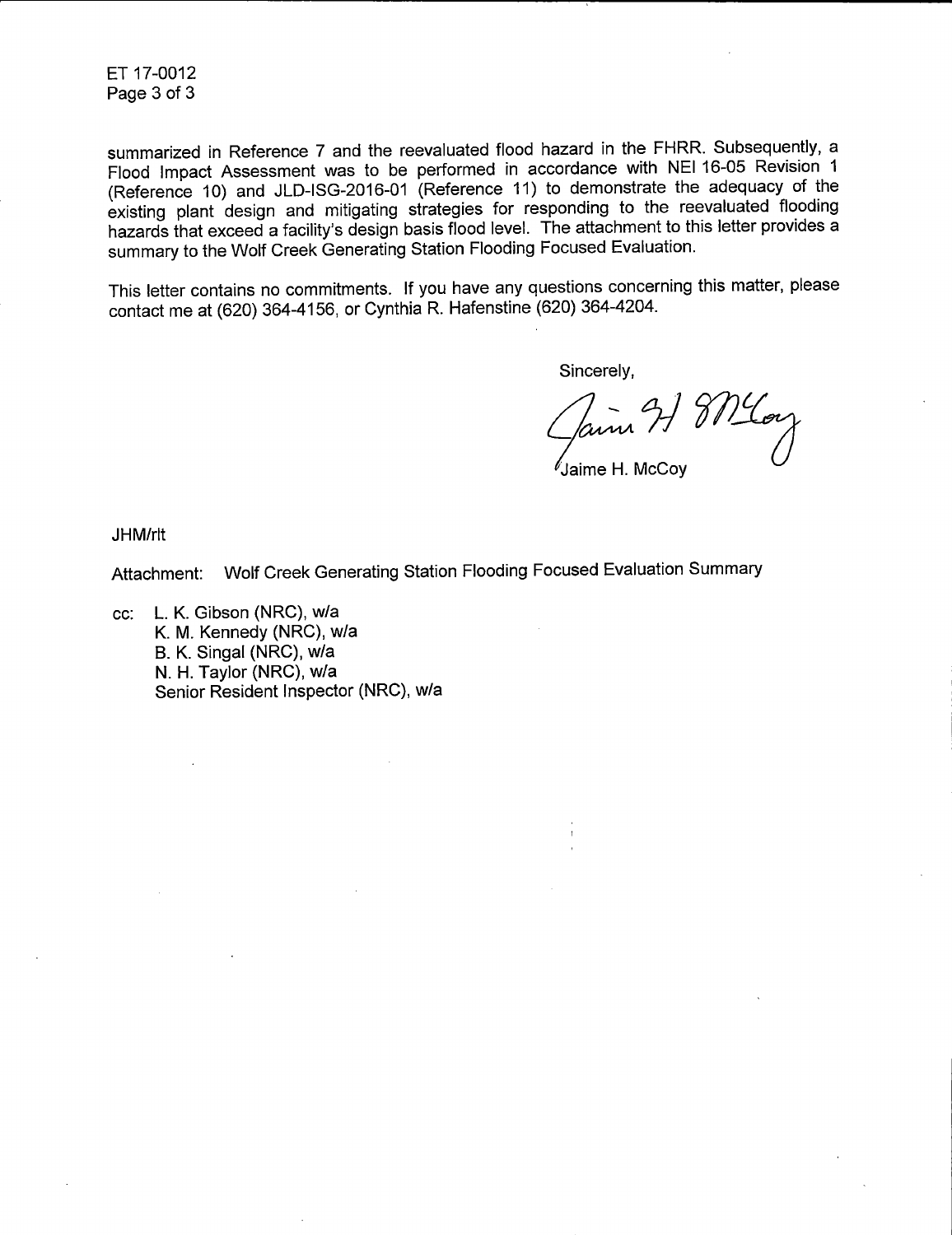summarized in Reference 7 and the reevaluated flood hazard in the FHRR. Subsequently, a Flood Impact Assessment was to be performed in accordance with NEI 16-05 Revision 1 (Reference 10) and JLD-ISG-2016-01 (Reference 11) to demonstrate the adequacy of the existing plant design and mitigating strategies for responding to the reevaluated flooding hazards that exceed a facility's design basis flood level. The attachment to this letter provides a summary to the Wolf Creek Generating Station Flooding Focused Evaluation.

This letter contains no commitments. If you have any questions concerning this matter, please contact me at (620) 364-4156, or Cynthia R. Hafenstine (620) 364-4204.

Sincerely,

Jaime H. McCoy

JHM/rlt

Attachment: Wolf Creek Generating Station Flooding Focused Evaluation Summary

cc: L. K. Gibson (NRC), w/a
K. M. Kennedy (NRC), w/a
B. K. Singal (NRC), w/a
N. H. Taylor (NRC), w/a
Senior Resident Inspector (NRC), w/a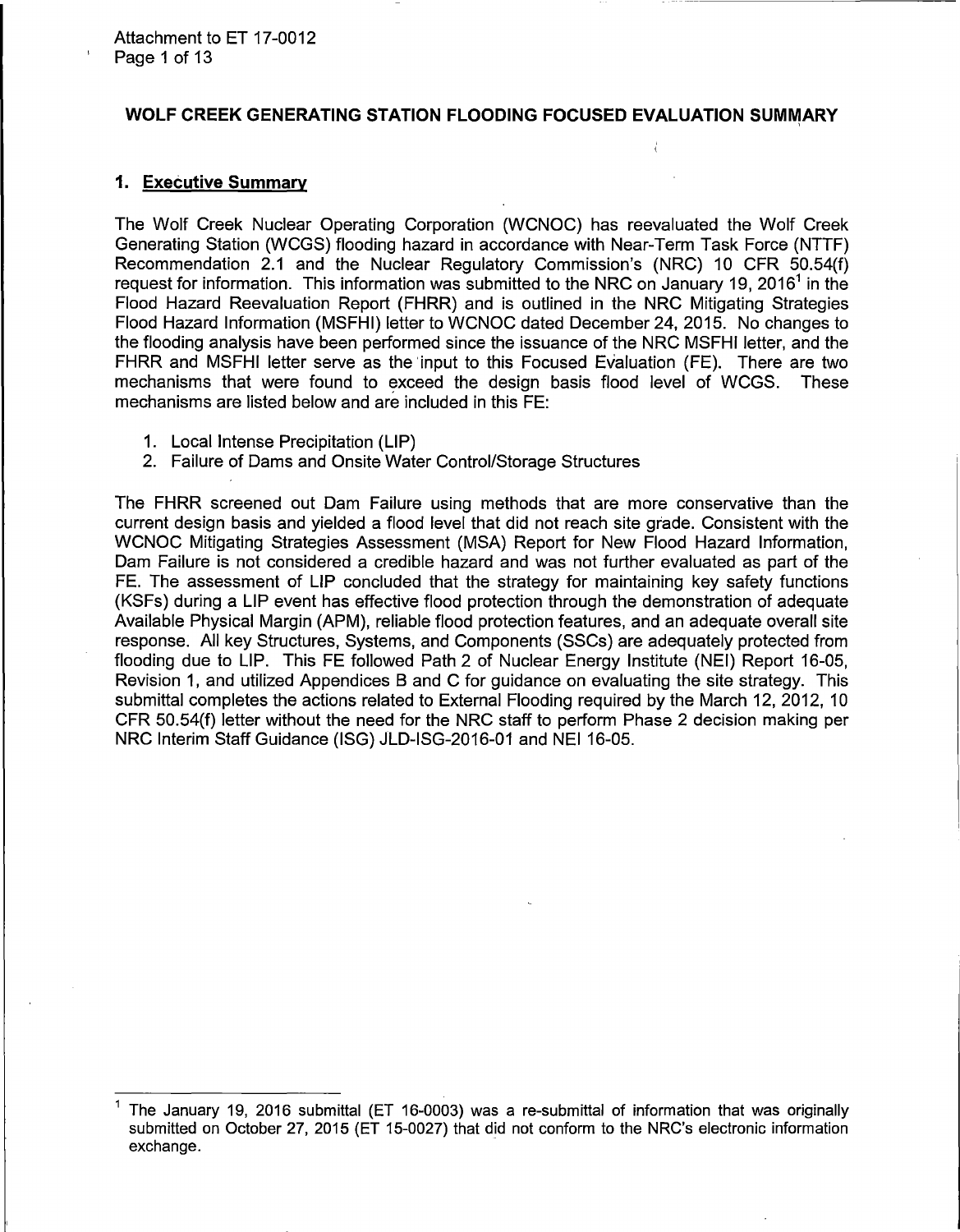# WOLF CREEK GENERATING STATION FLOODING FOCUSED EVALUATION SUMMARY

## 1. Executive Summary

The Wolf Creek Nuclear Operating Corporation (WCNOC) has reevaluated the Wolf Creek Generating Station (WCGS) flooding hazard in accordance with Near-Term Task Force (NTTF) Recommendation 2.1 and the Nuclear Regulatory Commission's (NRC) 10 CFR 50.54(f) request for information. This information was submitted to the NRC on January 19, 2016[1] in the Flood Hazard Reevaluation Report (FHRR) and is outlined in the NRC Mitigating Strategies Flood Hazard Information (MSFHI) letter to WCNOC dated December 24, 2015. No changes to the flooding analysis have been performed since the issuance of the NRC MSFHI letter, and the FHRR and MSFHI letter serve as the input to this Focused Evaluation (FE). There are two mechanisms that were found to exceed the design basis flood level of WCGS. These mechanisms are listed below and are included in this FE:

1. Local Intense Precipitation (LIP)
2. Failure of Dams and Onsite Water Control/Storage Structures

The FHRR screened out Dam Failure using methods that are more conservative than the current design basis and yielded a flood level that did not reach site grade. Consistent with the WCNOC Mitigating Strategies Assessment (MSA) Report for New Flood Hazard Information, Dam Failure is not considered a credible hazard and was not further evaluated as part of the FE. The assessment of LIP concluded that the strategy for maintaining key safety functions (KSFs) during a LIP event has effective flood protection through the demonstration of adequate Available Physical Margin (APM), reliable flood protection features, and an adequate overall site response. All key Structures, Systems, and Components (SSCs) are adequately protected from flooding due to LIP. This FE followed Path 2 of Nuclear Energy Institute (NEI) Report 16-05, Revision 1, and utilized Appendices B and C for guidance on evaluating the site strategy. This submittal completes the actions related to External Flooding required by the March 12, 2012, 10 CFR 50.54(f) letter without the need for the NRC staff to perform Phase 2 decision making per NRC Interim Staff Guidance (ISG) JLD-ISG-2016-01 and NEI 16-05.

---

[1] The January 19, 2016 submittal (ET 16-0003) was a re-submittal of information that was originally submitted on October 27, 2015 (ET 15-0027) that did not conform to the NRC's electronic information exchange.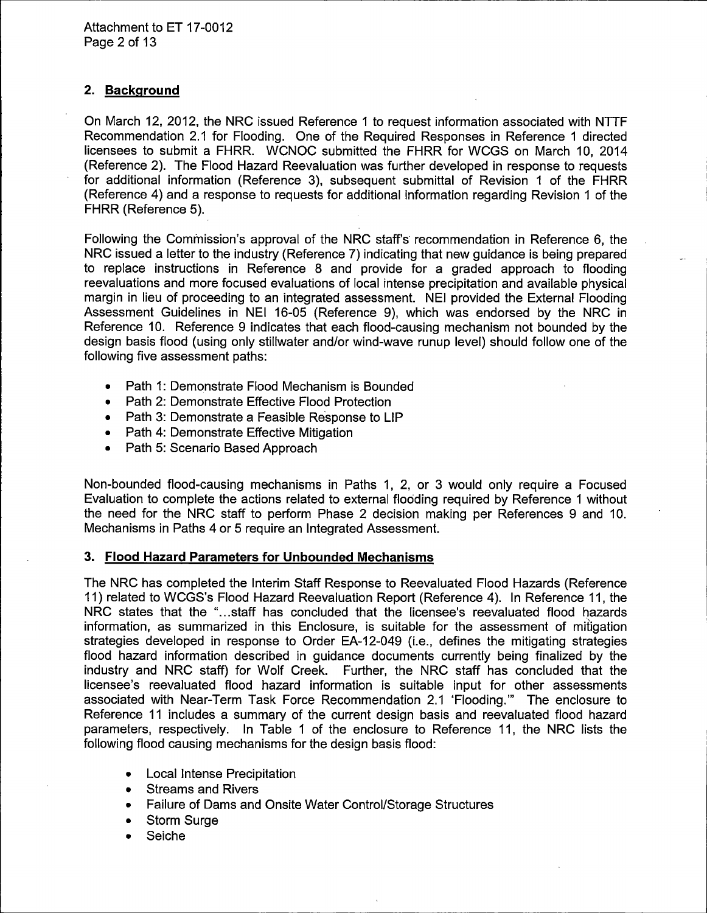## 2. Background

On March 12, 2012, the NRC issued Reference 1 to request information associated with NTTF Recommendation 2.1 for Flooding. One of the Required Responses in Reference 1 directed licensees to submit a FHRR. WCNOC submitted the FHRR for WCGS on March 10, 2014 (Reference 2). The Flood Hazard Reevaluation was further developed in response to requests for additional information (Reference 3), subsequent submittal of Revision 1 of the FHRR (Reference 4) and a response to requests for additional information regarding Revision 1 of the FHRR (Reference 5).

Following the Commission's approval of the NRC staff's recommendation in Reference 6, the NRC issued a letter to the industry (Reference 7) indicating that new guidance is being prepared to replace instructions in Reference 8 and provide for a graded approach to flooding reevaluations and more focused evaluations of local intense precipitation and available physical margin in lieu of proceeding to an integrated assessment. NEI provided the External Flooding Assessment Guidelines in NEI 16-05 (Reference 9), which was endorsed by the NRC in Reference 10. Reference 9 indicates that each flood-causing mechanism not bounded by the design basis flood (using only stillwater and/or wind-wave runup level) should follow one of the following five assessment paths:

- Path 1: Demonstrate Flood Mechanism is Bounded
- Path 2: Demonstrate Effective Flood Protection
- Path 3: Demonstrate a Feasible Response to LIP
- Path 4: Demonstrate Effective Mitigation
- Path 5: Scenario Based Approach

Non-bounded flood-causing mechanisms in Paths 1, 2, or 3 would only require a Focused Evaluation to complete the actions related to external flooding required by Reference 1 without the need for the NRC staff to perform Phase 2 decision making per References 9 and 10. Mechanisms in Paths 4 or 5 require an Integrated Assessment.

## 3. Flood Hazard Parameters for Unbounded Mechanisms

The NRC has completed the Interim Staff Response to Reevaluated Flood Hazards (Reference 11) related to WCGS's Flood Hazard Reevaluation Report (Reference 4). In Reference 11, the NRC states that the "...staff has concluded that the licensee's reevaluated flood hazards information, as summarized in this Enclosure, is suitable for the assessment of mitigation strategies developed in response to Order EA-12-049 (i.e., defines the mitigating strategies flood hazard information described in guidance documents currently being finalized by the industry and NRC staff) for Wolf Creek. Further, the NRC staff has concluded that the licensee's reevaluated flood hazard information is suitable input for other assessments associated with Near-Term Task Force Recommendation 2.1 'Flooding.'" The enclosure to Reference 11 includes a summary of the current design basis and reevaluated flood hazard parameters, respectively. In Table 1 of the enclosure to Reference 11, the NRC lists the following flood causing mechanisms for the design basis flood:

- Local Intense Precipitation
- Streams and Rivers
- Failure of Dams and Onsite Water Control/Storage Structures
- Storm Surge
- Seiche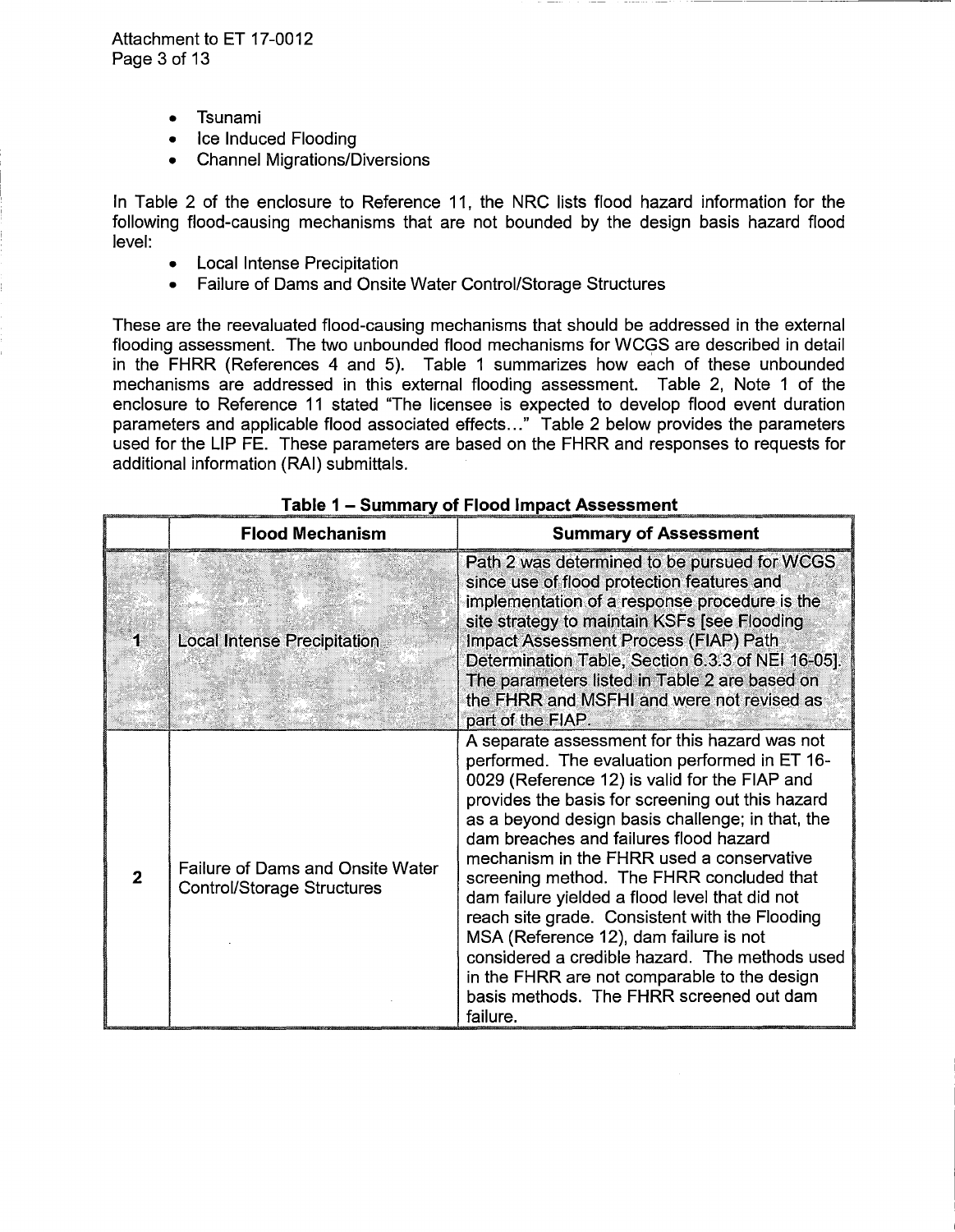- Tsunami
- Ice Induced Flooding
- Channel Migrations/Diversions

In Table 2 of the enclosure to Reference 11, the NRC lists flood hazard information for the following flood-causing mechanisms that are not bounded by the design basis hazard flood level:

- Local Intense Precipitation
- Failure of Dams and Onsite Water Control/Storage Structures

These are the reevaluated flood-causing mechanisms that should be addressed in the external flooding assessment. The two unbounded flood mechanisms for WCGS are described in detail in the FHRR (References 4 and 5). Table 1 summarizes how each of these unbounded mechanisms are addressed in this external flooding assessment. Table 2, Note 1 of the enclosure to Reference 11 stated "The licensee is expected to develop flood event duration parameters and applicable flood associated effects…" Table 2 below provides the parameters used for the LIP FE. These parameters are based on the FHRR and responses to requests for additional information (RAI) submittals.

**Table 1 – Summary of Flood Impact Assessment**

| | Flood Mechanism | Summary of Assessment |
|---|---|---|
| 1 | Local Intense Precipitation | Path 2 was determined to be pursued for WCGS since use of flood protection features and implementation of a response procedure is the site strategy to maintain KSFs [see Flooding Impact Assessment Process (FIAP) Path Determination Table, Section 6.3.3 of NEI 16-05]. The parameters listed in Table 2 are based on the FHRR and MSFHI and were not revised as part of the FIAP. |
| 2 | Failure of Dams and Onsite Water Control/Storage Structures | A separate assessment for this hazard was not performed. The evaluation performed in ET 16-0029 (Reference 12) is valid for the FIAP and provides the basis for screening out this hazard as a beyond design basis challenge; in that, the dam breaches and failures flood hazard mechanism in the FHRR used a conservative screening method. The FHRR concluded that dam failure yielded a flood level that did not reach site grade. Consistent with the Flooding MSA (Reference 12), dam failure is not considered a credible hazard. The methods used in the FHRR are not comparable to the design basis methods. The FHRR screened out dam failure. |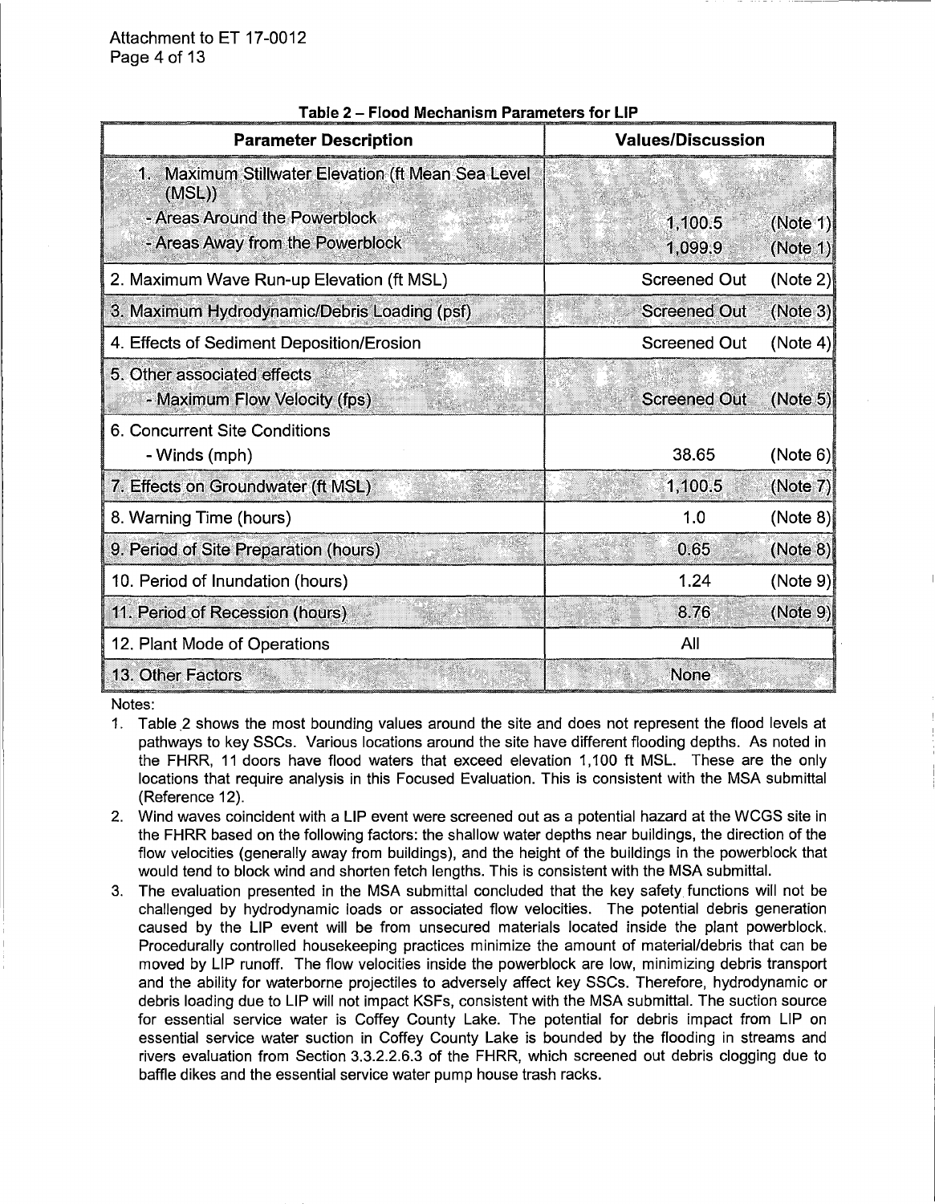Attachment to ET 17-0012

**Table 2 – Flood Mechanism Parameters for LIP**

| Parameter Description | Values/Discussion | |
|---|---|---|
| 1. Maximum Stillwater Elevation (ft Mean Sea Level (MSL)) | | |
| - Areas Around the Powerblock | 1,100.5 | (Note 1) |
| - Areas Away from the Powerblock | 1,099.9 | (Note 1) |
| 2. Maximum Wave Run-up Elevation (ft MSL) | Screened Out | (Note 2) |
| 3. Maximum Hydrodynamic/Debris Loading (psf) | Screened Out | (Note 3) |
| 4. Effects of Sediment Deposition/Erosion | Screened Out | (Note 4) |
| 5. Other associated effects | | |
| - Maximum Flow Velocity (fps) | Screened Out | (Note 5) |
| 6. Concurrent Site Conditions | | |
| - Winds (mph) | 38.65 | (Note 6) |
| 7. Effects on Groundwater (ft MSL) | 1,100.5 | (Note 7) |
| 8. Warning Time (hours) | 1.0 | (Note 8) |
| 9. Period of Site Preparation (hours) | 0.65 | (Note 8) |
| 10. Period of Inundation (hours) | 1.24 | (Note 9) |
| 11. Period of Recession (hours) | 8.76 | (Note 9) |
| 12. Plant Mode of Operations | All | |
| 13. Other Factors | None | |

Notes:

1. Table 2 shows the most bounding values around the site and does not represent the flood levels at pathways to key SSCs. Various locations around the site have different flooding depths. As noted in the FHRR, 11 doors have flood waters that exceed elevation 1,100 ft MSL. These are the only locations that require analysis in this Focused Evaluation. This is consistent with the MSA submittal (Reference 12).
2. Wind waves coincident with a LIP event were screened out as a potential hazard at the WCGS site in the FHRR based on the following factors: the shallow water depths near buildings, the direction of the flow velocities (generally away from buildings), and the height of the buildings in the powerblock that would tend to block wind and shorten fetch lengths. This is consistent with the MSA submittal.
3. The evaluation presented in the MSA submittal concluded that the key safety functions will not be challenged by hydrodynamic loads or associated flow velocities. The potential debris generation caused by the LIP event will be from unsecured materials located inside the plant powerblock. Procedurally controlled housekeeping practices minimize the amount of material/debris that can be moved by LIP runoff. The flow velocities inside the powerblock are low, minimizing debris transport and the ability for waterborne projectiles to adversely affect key SSCs. Therefore, hydrodynamic or debris loading due to LIP will not impact KSFs, consistent with the MSA submittal. The suction source for essential service water is Coffey County Lake. The potential for debris impact from LIP on essential service water suction in Coffey County Lake is bounded by the flooding in streams and rivers evaluation from Section 3.3.2.2.6.3 of the FHRR, which screened out debris clogging due to baffle dikes and the essential service water pump house trash racks.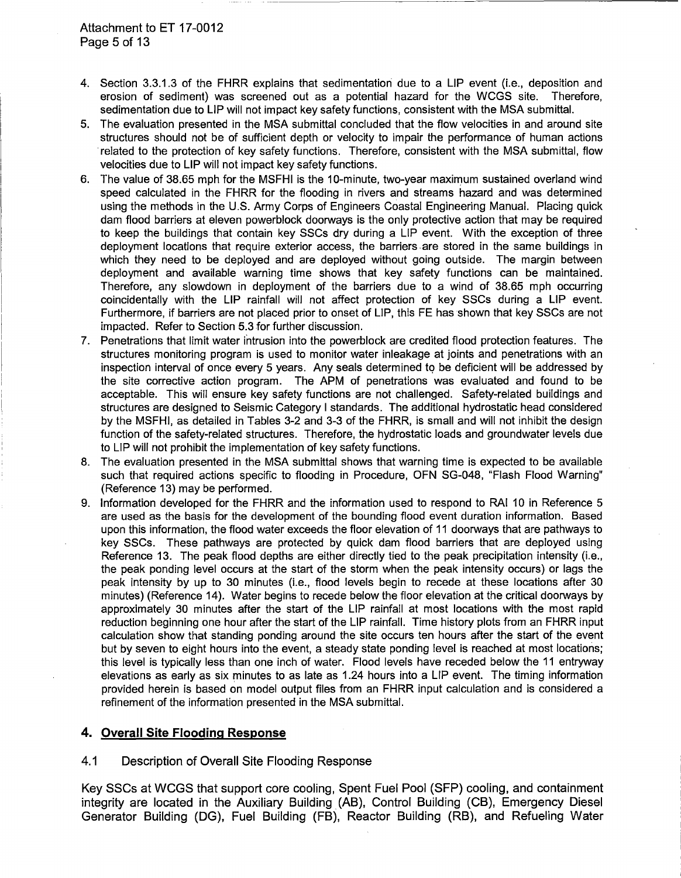4. Section 3.3.1.3 of the FHRR explains that sedimentation due to a LIP event (i.e., deposition and erosion of sediment) was screened out as a potential hazard for the WCGS site. Therefore, sedimentation due to LIP will not impact key safety functions, consistent with the MSA submittal.
5. The evaluation presented in the MSA submittal concluded that the flow velocities in and around site structures should not be of sufficient depth or velocity to impair the performance of human actions related to the protection of key safety functions. Therefore, consistent with the MSA submittal, flow velocities due to LIP will not impact key safety functions.
6. The value of 38.65 mph for the MSFHI is the 10-minute, two-year maximum sustained overland wind speed calculated in the FHRR for the flooding in rivers and streams hazard and was determined using the methods in the U.S. Army Corps of Engineers Coastal Engineering Manual. Placing quick dam flood barriers at eleven powerblock doorways is the only protective action that may be required to keep the buildings that contain key SSCs dry during a LIP event. With the exception of three deployment locations that require exterior access, the barriers are stored in the same buildings in which they need to be deployed and are deployed without going outside. The margin between deployment and available warning time shows that key safety functions can be maintained. Therefore, any slowdown in deployment of the barriers due to a wind of 38.65 mph occurring coincidentally with the LIP rainfall will not affect protection of key SSCs during a LIP event. Furthermore, if barriers are not placed prior to onset of LIP, this FE has shown that key SSCs are not impacted. Refer to Section 5.3 for further discussion.
7. Penetrations that limit water intrusion into the powerblock are credited flood protection features. The structures monitoring program is used to monitor water inleakage at joints and penetrations with an inspection interval of once every 5 years. Any seals determined to be deficient will be addressed by the site corrective action program. The APM of penetrations was evaluated and found to be acceptable. This will ensure key safety functions are not challenged. Safety-related buildings and structures are designed to Seismic Category I standards. The additional hydrostatic head considered by the MSFHI, as detailed in Tables 3-2 and 3-3 of the FHRR, is small and will not inhibit the design function of the safety-related structures. Therefore, the hydrostatic loads and groundwater levels due to LIP will not prohibit the implementation of key safety functions.
8. The evaluation presented in the MSA submittal shows that warning time is expected to be available such that required actions specific to flooding in Procedure, OFN SG-048, "Flash Flood Warning" (Reference 13) may be performed.
9. Information developed for the FHRR and the information used to respond to RAI 10 in Reference 5 are used as the basis for the development of the bounding flood event duration information. Based upon this information, the flood water exceeds the floor elevation of 11 doorways that are pathways to key SSCs. These pathways are protected by quick dam flood barriers that are deployed using Reference 13. The peak flood depths are either directly tied to the peak precipitation intensity (i.e., the peak ponding level occurs at the start of the storm when the peak intensity occurs) or lags the peak intensity by up to 30 minutes (i.e., flood levels begin to recede at these locations after 30 minutes) (Reference 14). Water begins to recede below the floor elevation at the critical doorways by approximately 30 minutes after the start of the LIP rainfall at most locations with the most rapid reduction beginning one hour after the start of the LIP rainfall. Time history plots from an FHRR input calculation show that standing ponding around the site occurs ten hours after the start of the event but by seven to eight hours into the event, a steady state ponding level is reached at most locations; this level is typically less than one inch of water. Flood levels have receded below the 11 entryway elevations as early as six minutes to as late as 1.24 hours into a LIP event. The timing information provided herein is based on model output files from an FHRR input calculation and is considered a refinement of the information presented in the MSA submittal.

## 4. Overall Site Flooding Response

### 4.1 Description of Overall Site Flooding Response

Key SSCs at WCGS that support core cooling, Spent Fuel Pool (SFP) cooling, and containment integrity are located in the Auxiliary Building (AB), Control Building (CB), Emergency Diesel Generator Building (DG), Fuel Building (FB), Reactor Building (RB), and Refueling Water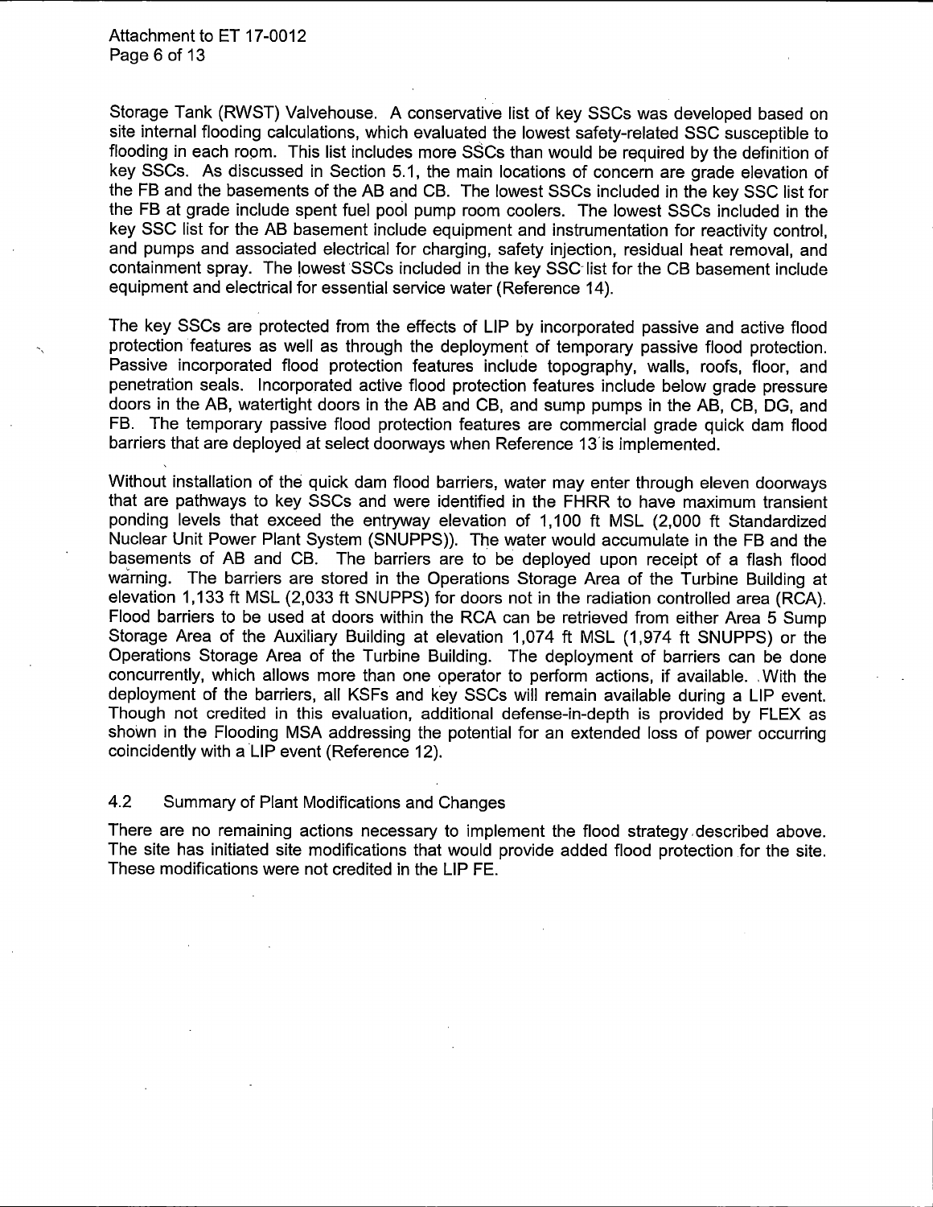Storage Tank (RWST) Valvehouse. A conservative list of key SSCs was developed based on site internal flooding calculations, which evaluated the lowest safety-related SSC susceptible to flooding in each room. This list includes more SSCs than would be required by the definition of key SSCs. As discussed in Section 5.1, the main locations of concern are grade elevation of the FB and the basements of the AB and CB. The lowest SSCs included in the key SSC list for the FB at grade include spent fuel pool pump room coolers. The lowest SSCs included in the key SSC list for the AB basement include equipment and instrumentation for reactivity control, and pumps and associated electrical for charging, safety injection, residual heat removal, and containment spray. The lowest SSCs included in the key SSC list for the CB basement include equipment and electrical for essential service water (Reference 14).

The key SSCs are protected from the effects of LIP by incorporated passive and active flood protection features as well as through the deployment of temporary passive flood protection. Passive incorporated flood protection features include topography, walls, roofs, floor, and penetration seals. Incorporated active flood protection features include below grade pressure doors in the AB, watertight doors in the AB and CB, and sump pumps in the AB, CB, DG, and FB. The temporary passive flood protection features are commercial grade quick dam flood barriers that are deployed at select doorways when Reference 13 is implemented.

Without installation of the quick dam flood barriers, water may enter through eleven doorways that are pathways to key SSCs and were identified in the FHRR to have maximum transient ponding levels that exceed the entryway elevation of 1,100 ft MSL (2,000 ft Standardized Nuclear Unit Power Plant System (SNUPPS)). The water would accumulate in the FB and the basements of AB and CB. The barriers are to be deployed upon receipt of a flash flood warning. The barriers are stored in the Operations Storage Area of the Turbine Building at elevation 1,133 ft MSL (2,033 ft SNUPPS) for doors not in the radiation controlled area (RCA). Flood barriers to be used at doors within the RCA can be retrieved from either Area 5 Sump Storage Area of the Auxiliary Building at elevation 1,074 ft MSL (1,974 ft SNUPPS) or the Operations Storage Area of the Turbine Building. The deployment of barriers can be done concurrently, which allows more than one operator to perform actions, if available. With the deployment of the barriers, all KSFs and key SSCs will remain available during a LIP event. Though not credited in this evaluation, additional defense-in-depth is provided by FLEX as shown in the Flooding MSA addressing the potential for an extended loss of power occurring coincidently with a LIP event (Reference 12).

## 4.2 Summary of Plant Modifications and Changes

There are no remaining actions necessary to implement the flood strategy described above. The site has initiated site modifications that would provide added flood protection for the site. These modifications were not credited in the LIP FE.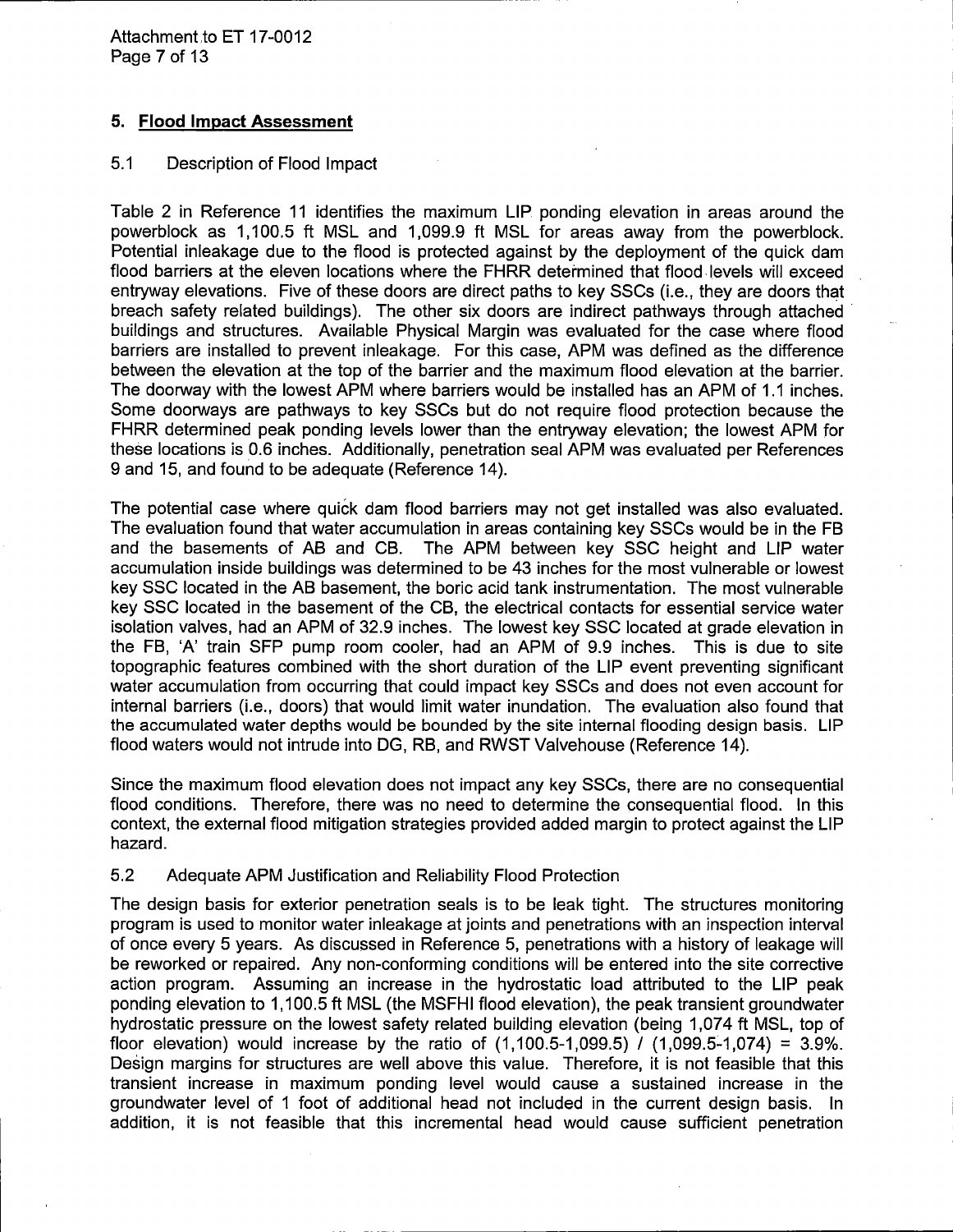## 5. Flood Impact Assessment

### 5.1 Description of Flood Impact

Table 2 in Reference 11 identifies the maximum LIP ponding elevation in areas around the powerblock as 1,100.5 ft MSL and 1,099.9 ft MSL for areas away from the powerblock. Potential inleakage due to the flood is protected against by the deployment of the quick dam flood barriers at the eleven locations where the FHRR determined that flood levels will exceed entryway elevations. Five of these doors are direct paths to key SSCs (i.e., they are doors that breach safety related buildings). The other six doors are indirect pathways through attached buildings and structures. Available Physical Margin was evaluated for the case where flood barriers are installed to prevent inleakage. For this case, APM was defined as the difference between the elevation at the top of the barrier and the maximum flood elevation at the barrier. The doorway with the lowest APM where barriers would be installed has an APM of 1.1 inches. Some doorways are pathways to key SSCs but do not require flood protection because the FHRR determined peak ponding levels lower than the entryway elevation; the lowest APM for these locations is 0.6 inches. Additionally, penetration seal APM was evaluated per References 9 and 15, and found to be adequate (Reference 14).

The potential case where quick dam flood barriers may not get installed was also evaluated. The evaluation found that water accumulation in areas containing key SSCs would be in the FB and the basements of AB and CB. The APM between key SSC height and LIP water accumulation inside buildings was determined to be 43 inches for the most vulnerable or lowest key SSC located in the AB basement, the boric acid tank instrumentation. The most vulnerable key SSC located in the basement of the CB, the electrical contacts for essential service water isolation valves, had an APM of 32.9 inches. The lowest key SSC located at grade elevation in the FB, 'A' train SFP pump room cooler, had an APM of 9.9 inches. This is due to site topographic features combined with the short duration of the LIP event preventing significant water accumulation from occurring that could impact key SSCs and does not even account for internal barriers (i.e., doors) that would limit water inundation. The evaluation also found that the accumulated water depths would be bounded by the site internal flooding design basis. LIP flood waters would not intrude into DG, RB, and RWST Valvehouse (Reference 14).

Since the maximum flood elevation does not impact any key SSCs, there are no consequential flood conditions. Therefore, there was no need to determine the consequential flood. In this context, the external flood mitigation strategies provided added margin to protect against the LIP hazard.

### 5.2 Adequate APM Justification and Reliability Flood Protection

The design basis for exterior penetration seals is to be leak tight. The structures monitoring program is used to monitor water inleakage at joints and penetrations with an inspection interval of once every 5 years. As discussed in Reference 5, penetrations with a history of leakage will be reworked or repaired. Any non-conforming conditions will be entered into the site corrective action program. Assuming an increase in the hydrostatic load attributed to the LIP peak ponding elevation to 1,100.5 ft MSL (the MSFHI flood elevation), the peak transient groundwater hydrostatic pressure on the lowest safety related building elevation (being 1,074 ft MSL, top of floor elevation) would increase by the ratio of (1,100.5-1,099.5) / (1,099.5-1,074) = 3.9%. Design margins for structures are well above this value. Therefore, it is not feasible that this transient increase in maximum ponding level would cause a sustained increase in the groundwater level of 1 foot of additional head not included in the current design basis. In addition, it is not feasible that this incremental head would cause sufficient penetration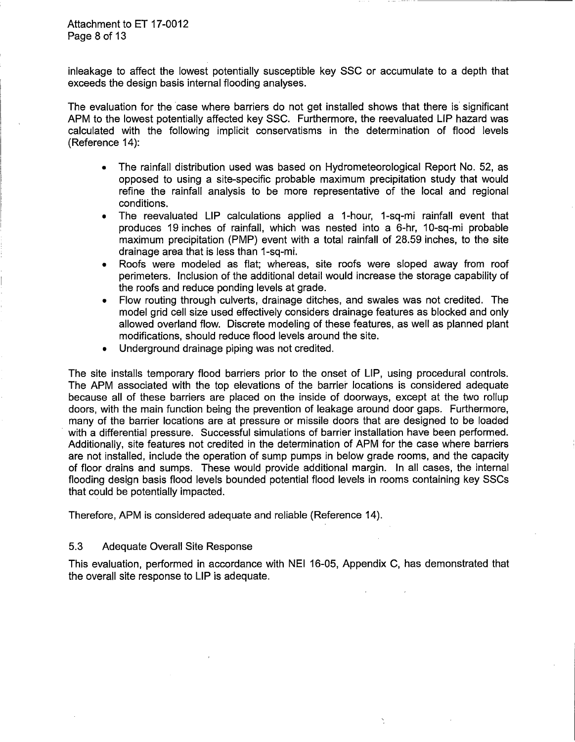inleakage to affect the lowest potentially susceptible key SSC or accumulate to a depth that exceeds the design basis internal flooding analyses.

The evaluation for the case where barriers do not get installed shows that there is significant APM to the lowest potentially affected key SSC. Furthermore, the reevaluated LIP hazard was calculated with the following implicit conservatisms in the determination of flood levels (Reference 14):

- The rainfall distribution used was based on Hydrometeorological Report No. 52, as opposed to using a site-specific probable maximum precipitation study that would refine the rainfall analysis to be more representative of the local and regional conditions.
- The reevaluated LIP calculations applied a 1-hour, 1-sq-mi rainfall event that produces 19 inches of rainfall, which was nested into a 6-hr, 10-sq-mi probable maximum precipitation (PMP) event with a total rainfall of 28.59 inches, to the site drainage area that is less than 1-sq-mi.
- Roofs were modeled as flat; whereas, site roofs were sloped away from roof perimeters. Inclusion of the additional detail would increase the storage capability of the roofs and reduce ponding levels at grade.
- Flow routing through culverts, drainage ditches, and swales was not credited. The model grid cell size used effectively considers drainage features as blocked and only allowed overland flow. Discrete modeling of these features, as well as planned plant modifications, should reduce flood levels around the site.
- Underground drainage piping was not credited.

The site installs temporary flood barriers prior to the onset of LIP, using procedural controls. The APM associated with the top elevations of the barrier locations is considered adequate because all of these barriers are placed on the inside of doorways, except at the two rollup doors, with the main function being the prevention of leakage around door gaps. Furthermore, many of the barrier locations are at pressure or missile doors that are designed to be loaded with a differential pressure. Successful simulations of barrier installation have been performed. Additionally, site features not credited in the determination of APM for the case where barriers are not installed, include the operation of sump pumps in below grade rooms, and the capacity of floor drains and sumps. These would provide additional margin. In all cases, the internal flooding design basis flood levels bounded potential flood levels in rooms containing key SSCs that could be potentially impacted.

Therefore, APM is considered adequate and reliable (Reference 14).

## 5.3 Adequate Overall Site Response

This evaluation, performed in accordance with NEI 16-05, Appendix C, has demonstrated that the overall site response to LIP is adequate.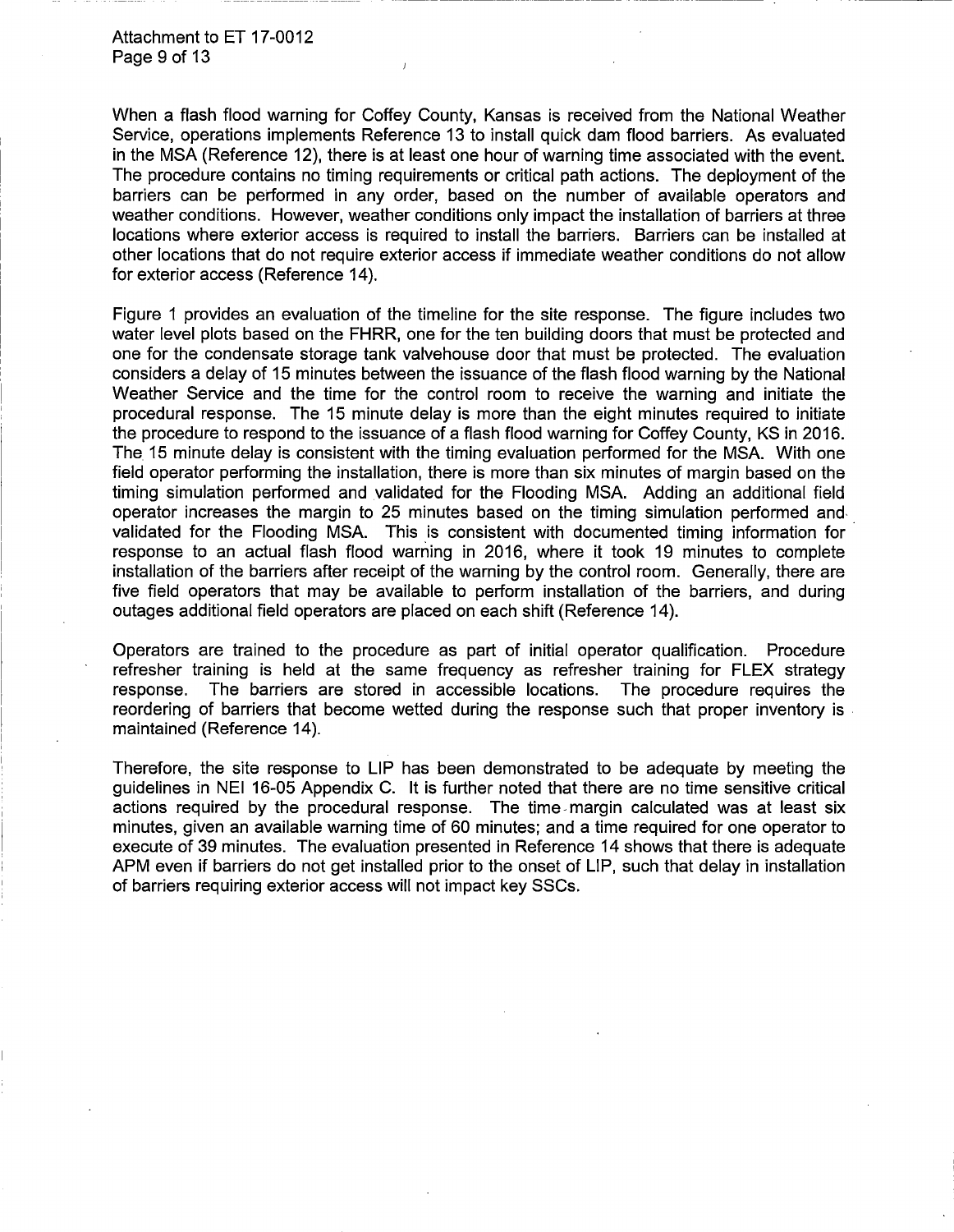When a flash flood warning for Coffey County, Kansas is received from the National Weather Service, operations implements Reference 13 to install quick dam flood barriers. As evaluated in the MSA (Reference 12), there is at least one hour of warning time associated with the event. The procedure contains no timing requirements or critical path actions. The deployment of the barriers can be performed in any order, based on the number of available operators and weather conditions. However, weather conditions only impact the installation of barriers at three locations where exterior access is required to install the barriers. Barriers can be installed at other locations that do not require exterior access if immediate weather conditions do not allow for exterior access (Reference 14).

Figure 1 provides an evaluation of the timeline for the site response. The figure includes two water level plots based on the FHRR, one for the ten building doors that must be protected and one for the condensate storage tank valvehouse door that must be protected. The evaluation considers a delay of 15 minutes between the issuance of the flash flood warning by the National Weather Service and the time for the control room to receive the warning and initiate the procedural response. The 15 minute delay is more than the eight minutes required to initiate the procedure to respond to the issuance of a flash flood warning for Coffey County, KS in 2016. The 15 minute delay is consistent with the timing evaluation performed for the MSA. With one field operator performing the installation, there is more than six minutes of margin based on the timing simulation performed and validated for the Flooding MSA. Adding an additional field operator increases the margin to 25 minutes based on the timing simulation performed and validated for the Flooding MSA. This is consistent with documented timing information for response to an actual flash flood warning in 2016, where it took 19 minutes to complete installation of the barriers after receipt of the warning by the control room. Generally, there are five field operators that may be available to perform installation of the barriers, and during outages additional field operators are placed on each shift (Reference 14).

Operators are trained to the procedure as part of initial operator qualification. Procedure refresher training is held at the same frequency as refresher training for FLEX strategy response. The barriers are stored in accessible locations. The procedure requires the reordering of barriers that become wetted during the response such that proper inventory is maintained (Reference 14).

Therefore, the site response to LIP has been demonstrated to be adequate by meeting the guidelines in NEI 16-05 Appendix C. It is further noted that there are no time sensitive critical actions required by the procedural response. The time margin calculated was at least six minutes, given an available warning time of 60 minutes; and a time required for one operator to execute of 39 minutes. The evaluation presented in Reference 14 shows that there is adequate APM even if barriers do not get installed prior to the onset of LIP, such that delay in installation of barriers requiring exterior access will not impact key SSCs.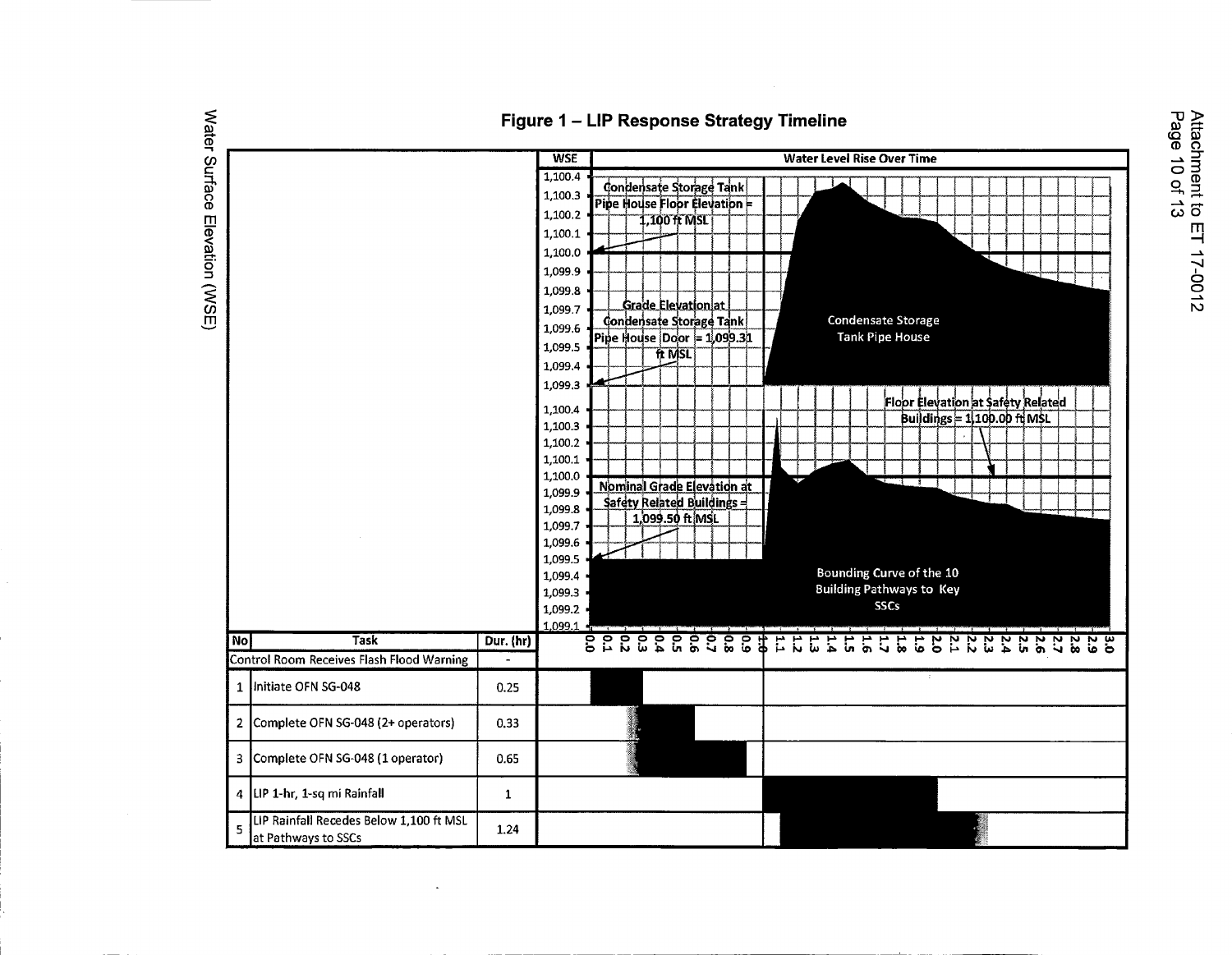# Figure 1 – LIP Response Strategy Timeline

Water Surface Elevation (WSE)

| WSE | Water Level Rise Over Time |
|---|---|

Condensate Storage Tank Pipe House Floor Elevation = 1,100 ft MSL

Grade Elevation at Condensate Storage Tank Pipe House Door = 1,099.31 ft MSL

Condensate Storage Tank Pipe House

Floor Elevation at Safety Related Buildings = 1,100.00 ft MSL

Nominal Grade Elevation at Safety Related Buildings = 1,099.50 ft MSL

Bounding Curve of the 10 Building Pathways to Key SSCs

| No | Task | Dur. (hr) |
|---|---|---|
| Control Room Receives Flash Flood Warning | | - |
| 1 | Initiate OFN SG-048 | 0.25 |
| 2 | Complete OFN SG-048 (2+ operators) | 0.33 |
| 3 | Complete OFN SG-048 (1 operator) | 0.65 |
| 4 | LIP 1-hr, 1-sq mi Rainfall | 1 |
| 5 | LIP Rainfall Recedes Below 1,100 ft MSL at Pathways to SSCs | 1.24 |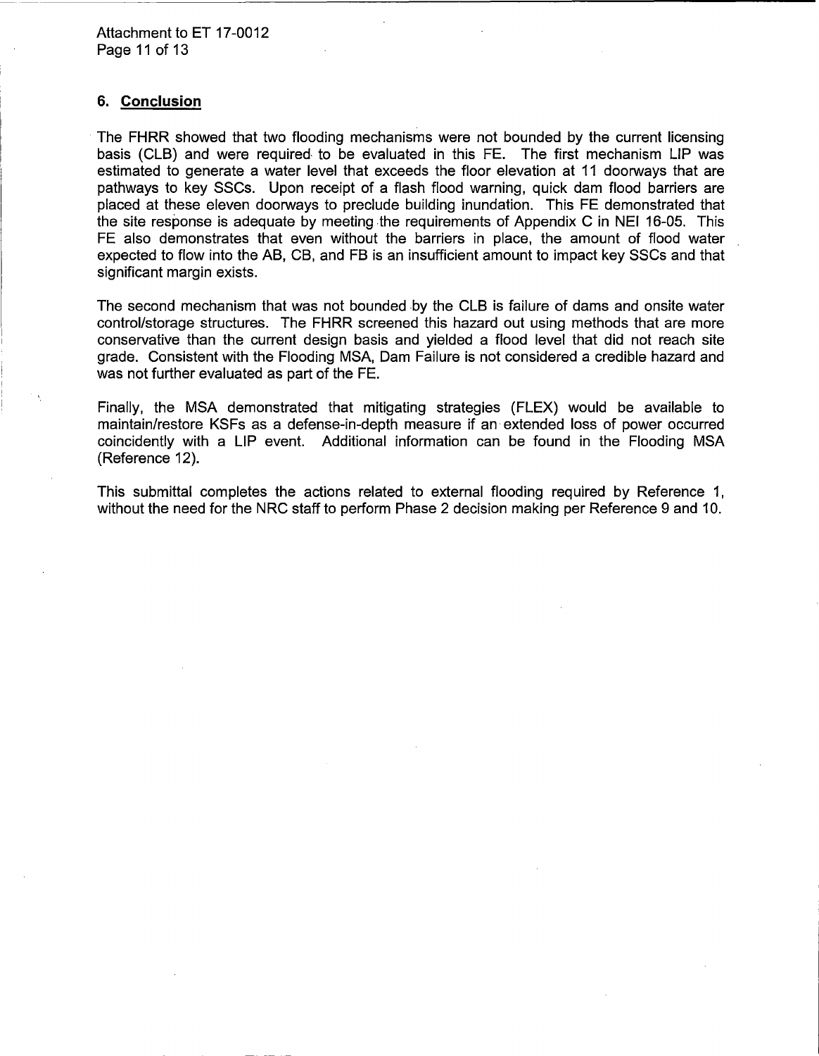## 6. Conclusion

The FHRR showed that two flooding mechanisms were not bounded by the current licensing basis (CLB) and were required to be evaluated in this FE. The first mechanism LIP was estimated to generate a water level that exceeds the floor elevation at 11 doorways that are pathways to key SSCs. Upon receipt of a flash flood warning, quick dam flood barriers are placed at these eleven doorways to preclude building inundation. This FE demonstrated that the site response is adequate by meeting the requirements of Appendix C in NEI 16-05. This FE also demonstrates that even without the barriers in place, the amount of flood water expected to flow into the AB, CB, and FB is an insufficient amount to impact key SSCs and that significant margin exists.

The second mechanism that was not bounded by the CLB is failure of dams and onsite water control/storage structures. The FHRR screened this hazard out using methods that are more conservative than the current design basis and yielded a flood level that did not reach site grade. Consistent with the Flooding MSA, Dam Failure is not considered a credible hazard and was not further evaluated as part of the FE.

Finally, the MSA demonstrated that mitigating strategies (FLEX) would be available to maintain/restore KSFs as a defense-in-depth measure if an extended loss of power occurred coincidently with a LIP event. Additional information can be found in the Flooding MSA (Reference 12).

This submittal completes the actions related to external flooding required by Reference 1, without the need for the NRC staff to perform Phase 2 decision making per Reference 9 and 10.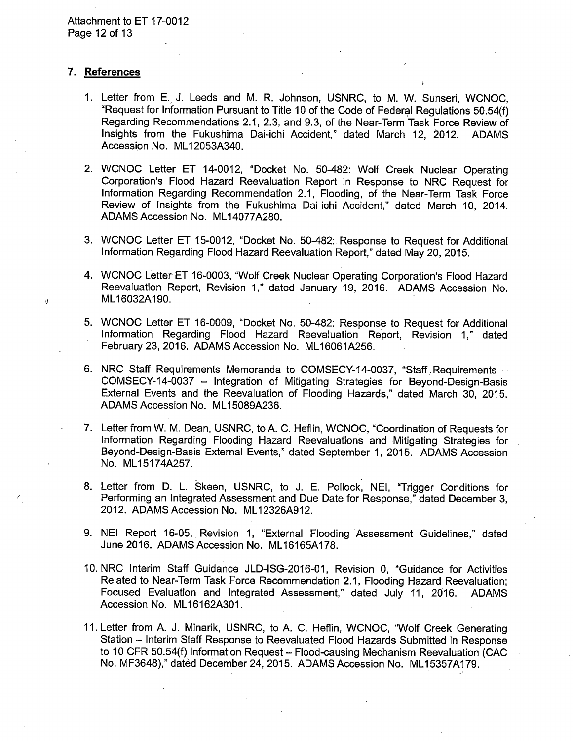## 7. References

1. Letter from E. J. Leeds and M. R. Johnson, USNRC, to M. W. Sunseri, WCNOC, "Request for Information Pursuant to Title 10 of the Code of Federal Regulations 50.54(f) Regarding Recommendations 2.1, 2.3, and 9.3, of the Near-Term Task Force Review of Insights from the Fukushima Dai-ichi Accident," dated March 12, 2012. ADAMS Accession No. ML12053A340.

2. WCNOC Letter ET 14-0012, "Docket No. 50-482: Wolf Creek Nuclear Operating Corporation's Flood Hazard Reevaluation Report in Response to NRC Request for Information Regarding Recommendation 2.1, Flooding, of the Near-Term Task Force Review of Insights from the Fukushima Dai-ichi Accident," dated March 10, 2014. ADAMS Accession No. ML14077A280.

3. WCNOC Letter ET 15-0012, "Docket No. 50-482: Response to Request for Additional Information Regarding Flood Hazard Reevaluation Report," dated May 20, 2015.

4. WCNOC Letter ET 16-0003, "Wolf Creek Nuclear Operating Corporation's Flood Hazard Reevaluation Report, Revision 1," dated January 19, 2016. ADAMS Accession No. ML16032A190.

5. WCNOC Letter ET 16-0009, "Docket No. 50-482: Response to Request for Additional Information Regarding Flood Hazard Reevaluation Report, Revision 1," dated February 23, 2016. ADAMS Accession No. ML16061A256.

6. NRC Staff Requirements Memoranda to COMSECY-14-0037, "Staff Requirements – COMSECY-14-0037 – Integration of Mitigating Strategies for Beyond-Design-Basis External Events and the Reevaluation of Flooding Hazards," dated March 30, 2015. ADAMS Accession No. ML15089A236.

7. Letter from W. M. Dean, USNRC, to A. C. Heflin, WCNOC, "Coordination of Requests for Information Regarding Flooding Hazard Reevaluations and Mitigating Strategies for Beyond-Design-Basis External Events," dated September 1, 2015. ADAMS Accession No. ML15174A257.

8. Letter from D. L. Skeen, USNRC, to J. E. Pollock, NEI, "Trigger Conditions for Performing an Integrated Assessment and Due Date for Response," dated December 3, 2012. ADAMS Accession No. ML12326A912.

9. NEI Report 16-05, Revision 1, "External Flooding Assessment Guidelines," dated June 2016. ADAMS Accession No. ML16165A178.

10. NRC Interim Staff Guidance JLD-ISG-2016-01, Revision 0, "Guidance for Activities Related to Near-Term Task Force Recommendation 2.1, Flooding Hazard Reevaluation; Focused Evaluation and Integrated Assessment," dated July 11, 2016. ADAMS Accession No. ML16162A301.

11. Letter from A. J. Minarik, USNRC, to A. C. Heflin, WCNOC, "Wolf Creek Generating Station – Interim Staff Response to Reevaluated Flood Hazards Submitted in Response to 10 CFR 50.54(f) Information Request – Flood-causing Mechanism Reevaluation (CAC No. MF3648)," dated December 24, 2015. ADAMS Accession No. ML15357A179.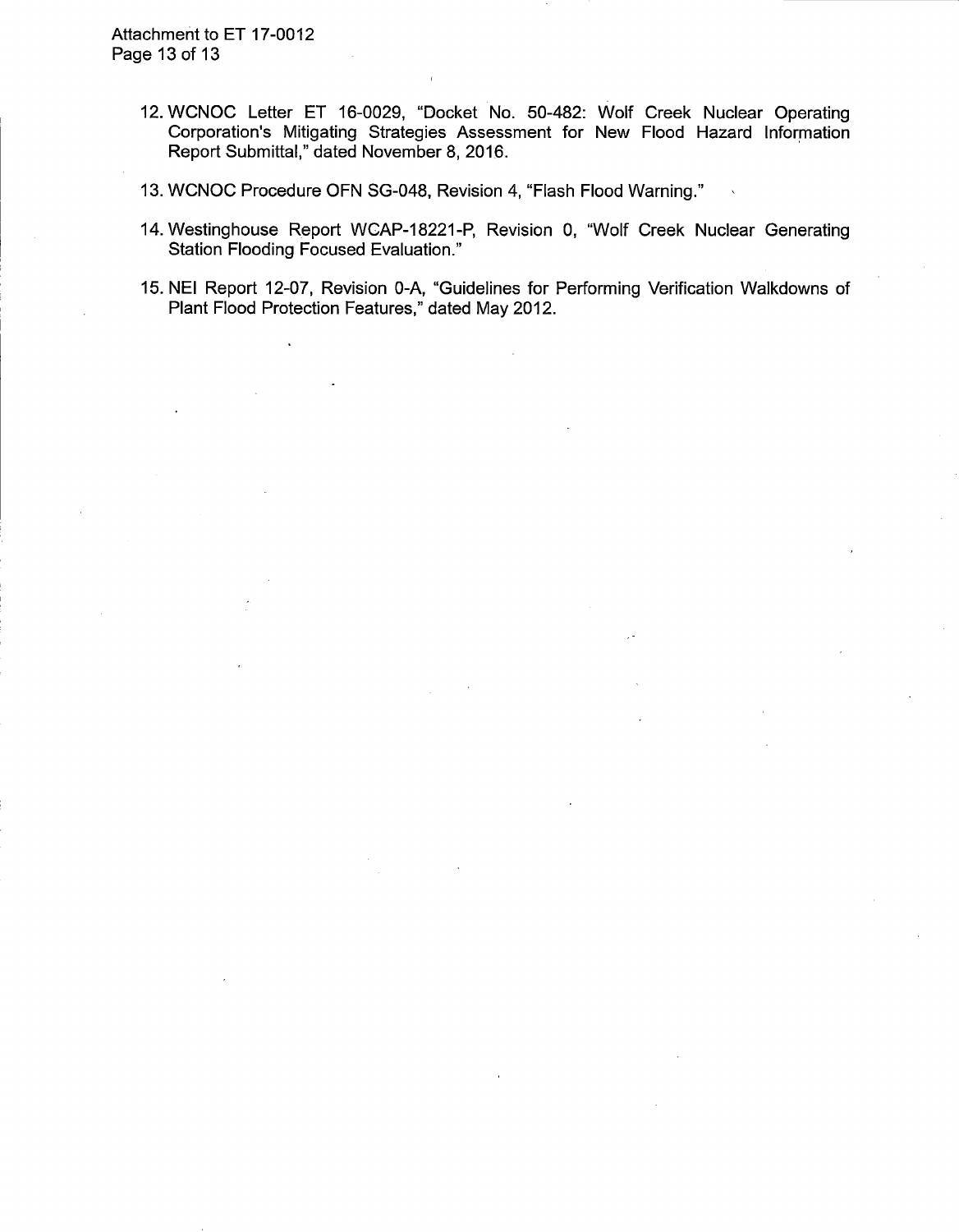12. WCNOC Letter ET 16-0029, "Docket No. 50-482: Wolf Creek Nuclear Operating Corporation's Mitigating Strategies Assessment for New Flood Hazard Information Report Submittal," dated November 8, 2016.

13. WCNOC Procedure OFN SG-048, Revision 4, "Flash Flood Warning."

14. Westinghouse Report WCAP-18221-P, Revision 0, "Wolf Creek Nuclear Generating Station Flooding Focused Evaluation."

15. NEI Report 12-07, Revision 0-A, "Guidelines for Performing Verification Walkdowns of Plant Flood Protection Features," dated May 2012.